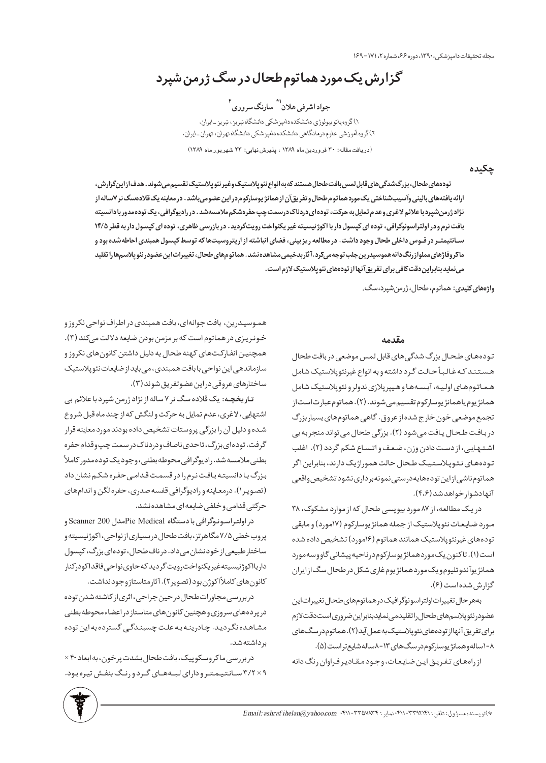# گزارش یک مورد هماتوم طحال در سگ ژرمن شپرد

**جواد اشرفی هلان[1]* سارنگ سروری[2]**

۱) گروه پاتوبیولوژی دانشکده دامپزشکی دانشگاه تبریز، تبریز - ایران.
۲) گروه آموزشی علوم درمانگاهی دانشکده دامپزشکی دانشگاه تهران، تهران - ایران.

(دریافت مقاله: ۳۰ فروردین ماه ۱۳۸۹ ، پذیرش نهایی: ۲۳ شهریور ماه ۱۳۸۹)

## چکیده

**توده‌های طحال، بزرگ‌شدگی‌های قابل لمس بافت طحال هستند که به انواع نئوپلاستیک و غیرنئوپلاستیک تقسیم می‌شوند. هدف از این گزارش، ارائه یافته‌های بالینی و آسیب‌شناختی یک مورد هماتوم طحال و تفریق آن از همانژیوسارکوم در این عضو می‌باشد. در معاینه یک قلاده سگ نر ۷ ساله از نژاد ژرمن شپرد با علائم لاغری و عدم تمایل به حرکت، توده‌ای دردناک در سمت چپ حفره شکم ملامسه شد. در رادیوگرافی، یک توده مدور با دانسیته بافت نرم و در اولتراسونوگرافی، توده‌ای کپسول دار با اکوژنیسیته غیر یکنواخت رویت گردید. در بازرسی ظاهری، توده‌ای کپسول دار به قطر ۱۴/۵ سانتیمتر در قوس داخلی طحال وجود داشت. در مطالعه ریزبینی، فضای انباشته از اریتروسیت‌ها که توسط کپسول همبندی احاطه شده بود و ماکروفاژهای مملو از رنگدانه هموسیدرین جلب توجه می‌کرد. آثار بدخیمی مشاهده نشد. هماتوم‌های طحال، تغییرات این عضو در نئوپلاسم‌ها را تقلید می‌نماید بنابراین دقت کافی برای تفریق آنها از توده‌های نئوپلاستیک لازم است.**

**واژه‌های کلیدی:** هماتوم، طحال، ژرمن شپرد، سگ.

## مقدمه

توده‌های طحال بزرگ شدگی‌های قابل لمس موضعی در بافت طحال هستند که غالباً حالت گرد داشته و به انواع غیرنئوپلاستیک شامل هماتوم‌های اولیه، آبسه‌ها و هیپرپلازی ندولر و نئوپلاستیک شامل همانژیوم یا همانژیوسارکوم تقسیم می‌شوند (۲). هماتوم عبارت است از تجمع موضعی خون خارج شده از عروق. گاهی هماتوم‌های بسیار بزرگ در بافت طحال یافت می‌شود (۲). بزرگی طحال می‌تواند منجر به بی اشتهایی، از دست دادن وزن، ضعف و اتساع شکم گردد (۲). اغلب توده‌های نئوپلاستیک طحال حالت هموراژیک دارند، بنابراین اگر هماتوم ناشی از این توده‌ها به درستی نمونه برداری نشود تشخیص واقعی آنها دشوار خواهد شد (۴،۶).

در یک مطالعه، از ۸۷ مورد بیوپسی طحال که از موارد مشکوک، ۳۸ مورد ضایعات نئوپلاستیک از جمله همانژیوسارکوم (۱۷مورد) و مابقی توده‌های غیرنئوپلاستیک مانند هماتوم (۱۶مورد) تشخیص داده شده است (۱). تاکنون یک مورد همانژیوسارکوم در ناحیه پیشانی گاو و سه مورد همانژیوآندوتلیوم و یک مورد همانژیوم غاری شکل در طحال سگ از ایران گزارش شده است (۶).

به هر حال تغییرات اولتراسونوگرافیک در هماتوم‌های طحال تغییرات این عضو در نئوپلاسم‌های طحال را تقلید می‌نماید بنابراین ضروری است دقت لازم برای تفریق آنها از توده‌های نئوپلاستیک به عمل آید (۲). هماتوم در سگ‌های ۸-۱ ساله و همانژیوسارکوم در سگ‌های ۱۳-۸ ساله شایع‌تر است (۵).

از راه‌های تفریق این ضایعات، وجود مقادیر فراوان رنگ دانه هموسیدرین، بافت جوانه‌ای، بافت همبندی در اطراف نواحی نکروز و خونریزی در هماتوم است که بر مزمن بودن ضایعه دلالت می‌کند (۳). همچنین انفارکت‌های کهنه طحال به دلیل داشتن کانون‌های نکروز و سازماندهی این نواحی با بافت همبندی، می‌باید از ضایعات نئوپلاستیک ساختارهای عروقی در این عضو تفریق شوند (۳).

**تاریخچه:** یک قلاده سگ نر ۷ ساله از نژاد ژرمن شپرد با علائم بی اشتهایی، لاغری، عدم تمایل به حرکت و لنگش که از چند ماه قبل شروع شده و دلیل آن را بزرگی پروستات تشخیص داده بودند مورد معاینه قرار گرفت. توده‌ای بزرگ، تا حدی ناصاف و دردناک در سمت چپ و قدام حفره بطنی ملامسه شد. رادیوگرافی محوطه بطنی، وجود یک توده مدور کاملاً بزرگ با دانسیته بافت نرم را در قسمت قدامی حفره شکم نشان داد (تصویر ۱). در معاینه و رادیوگرافی قفسه صدری، حفره لگن و اندام‌های حرکتی قدامی و خلفی ضایعه‌ای مشاهده نشد.

در اولتراسونوگرافی با دستگاه Pie Medical مدل Scanner 200 و پروب خطی ۷/۵ مگاهرتز، بافت طحال در بسیاری از نواحی، اکوژنیسیته و ساختار طبیعی از خود نشان می‌داد. در ناف طحال، توده‌ای بزرگ، کپسول دار با اکوژنیسیته غیریکنواخت رویت گردید که حاوی نواحی فاقد اکو در کنار کانون‌های کاملاً اکوژن بود (تصویر ۲). آثار متاستاز وجود نداشت.

در بررسی مجاورات طحال در حین جراحی، اثری از کاشته شدن توده در پرده‌های سروزی و همچنین کانون‌های متاستاز در اعضاء محوطه بطنی مشاهده نگردید. چادرینه به علت چسبندگی گسترده به این توده برداشته شد.

در بررسی ماکروسکوپیک، بافت طحال بشدت پرخون، به ابعاد ۴۰ × ۹ × ۳/۲ سانتیمتر و دارای لبه‌های گرد و رنگ بنفش تیره بود.

*) نویسنده مسؤول: تلفن: ۳۳۹۲۱۴۱-۰۴۱۱ نمابر: ۳۳۵۷۸۳۴-۰۴۱۱ Email: ashrafihelan@yahoo.com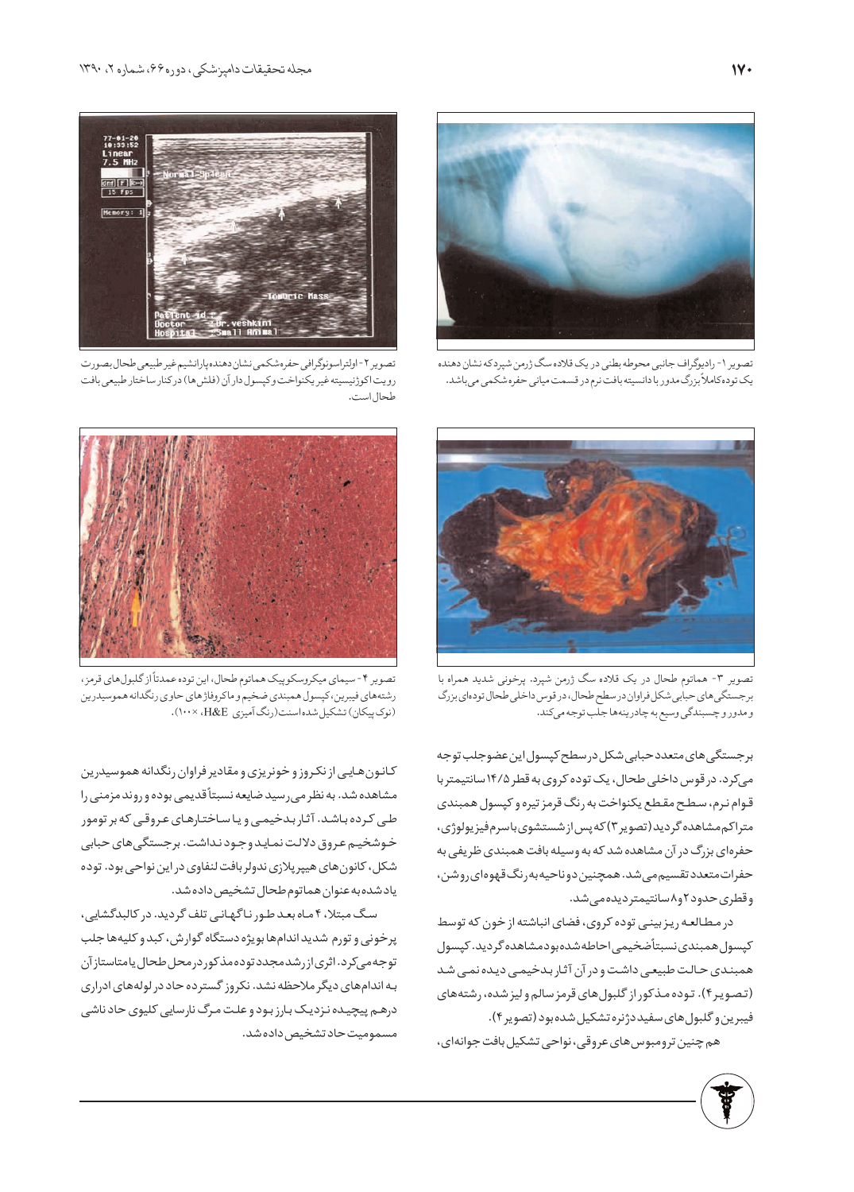تصویر ۱- رادیوگراف جانبی محوطه بطنی در یک قلاده سگ ژرمن شپرد که نشان دهنده یک توده کاملاً بزرگ مدور با دانسیته بافت نرم در قسمت میانی حفره شکمی می‌باشد.

تصویر ۲- اولتراسونوگرافی حفره شکمی نشان دهنده پارانشیم غیر طبیعی طحال بصورت رویت اکوژنیسیته غیر یکنواخت و کپسول دار آن (فلش‌ها) درکنار ساختار طبیعی بافت طحال است.

تصویر ۳- هماتوم طحال در یک قلاده سگ ژرمن شپرد. پرخونی شدید همراه با برجستگی‌های حبابی شکل فراوان در سطح طحال، در قوس داخلی طحال توده‌ای بزرگ و مدور و چسبندگی وسیع به چادرینه‌ها جلب توجه می‌کند.

تصویر ۴- سیمای میکروسکوپیک هماتوم طحال، این توده عمدتاً از گلبول‌های قرمز، رشته‌های فیبرین، کپسول همبندی ضخیم و ماکروفاژهای حاوی رنگدانه هموسیدرین (نوک پیکان) تشکیل شده است (رنگ آمیزی H&E، ×۱۰۰).

برجستگی‌های متعدد حبابی شکل در سطح کپسول این عضو جلب توجه می‌کرد. در قوس داخلی طحال، یک توده کروی به قطر ۱۴/۵ سانتیمتر با قوام نرم، سطح مقطع یکنواخت به رنگ قرمز تیره و کپسول همبندی متراکم مشاهده گردید (تصویر ۳) که پس از شستشوی با سرم فیزیولوژی، حفره‌ای بزرگ در آن مشاهده شد که به وسیله بافت همبندی ظریفی به حفرات متعدد تقسیم می‌شد. همچنین دو ناحیه به رنگ قهوه‌ای روشن، و قطری حدود ۲ و ۸ سانتیمتر دیده می‌شد.

در مطالعه ریز بینی توده کروی، فضای انباشته از خون که توسط کپسول همبندی نسبتاً ضخیمی احاطه شده بود مشاهده گردید. کپسول همبندی حالت طبیعی داشت و در آن آثار بدخیمی دیده نمی شد (تصویر ۴). توده مذکور از گلبول‌های قرمز سالم و لیز شده، رشته‌های فیبرین و گلبول‌های سفید دژنره تشکیل شده بود (تصویر ۴).

هم چنین ترومبوس‌های عروقی، نواحی تشکیل بافت جوانه‌ای، کانون‌هایی از نکروز و خونریزی و مقادیر فراوان رنگدانه هموسیدرین مشاهده شد. به نظر می‌رسید ضایعه نسبتاً قدیمی بوده و روند مزمنی را طی کرده باشد. آثار بدخیمی و یا ساختارهای عروقی که بر تومور خوشخیم عروق دلالت نماید وجود نداشت. برجستگی‌های حبابی شکل، کانون‌های هیپرپلازی ندولر بافت لنفاوی در این نواحی بود. توده یاد شده به عنوان هماتوم طحال تشخیص داده شد.

سگ مبتلا، ۴ ماه بعد بطور ناگهانی تلف گردید. در کالبدگشایی، پرخونی و تورم شدید اندام‌ها بویژه دستگاه گوارش، کبد و کلیه‌ها جلب توجه می‌کرد. اثری از رشد مجدد توده مذکور در محل طحال یا متاستاز آن به اندام‌های دیگر ملاحظه نشد. نکروز گسترده حاد در لوله‌های ادراری درهم پیچیده نزدیک بارز بود و علت مرگ نارسایی کلیوی حاد ناشی مسمومیت حاد تشخیص داده شد.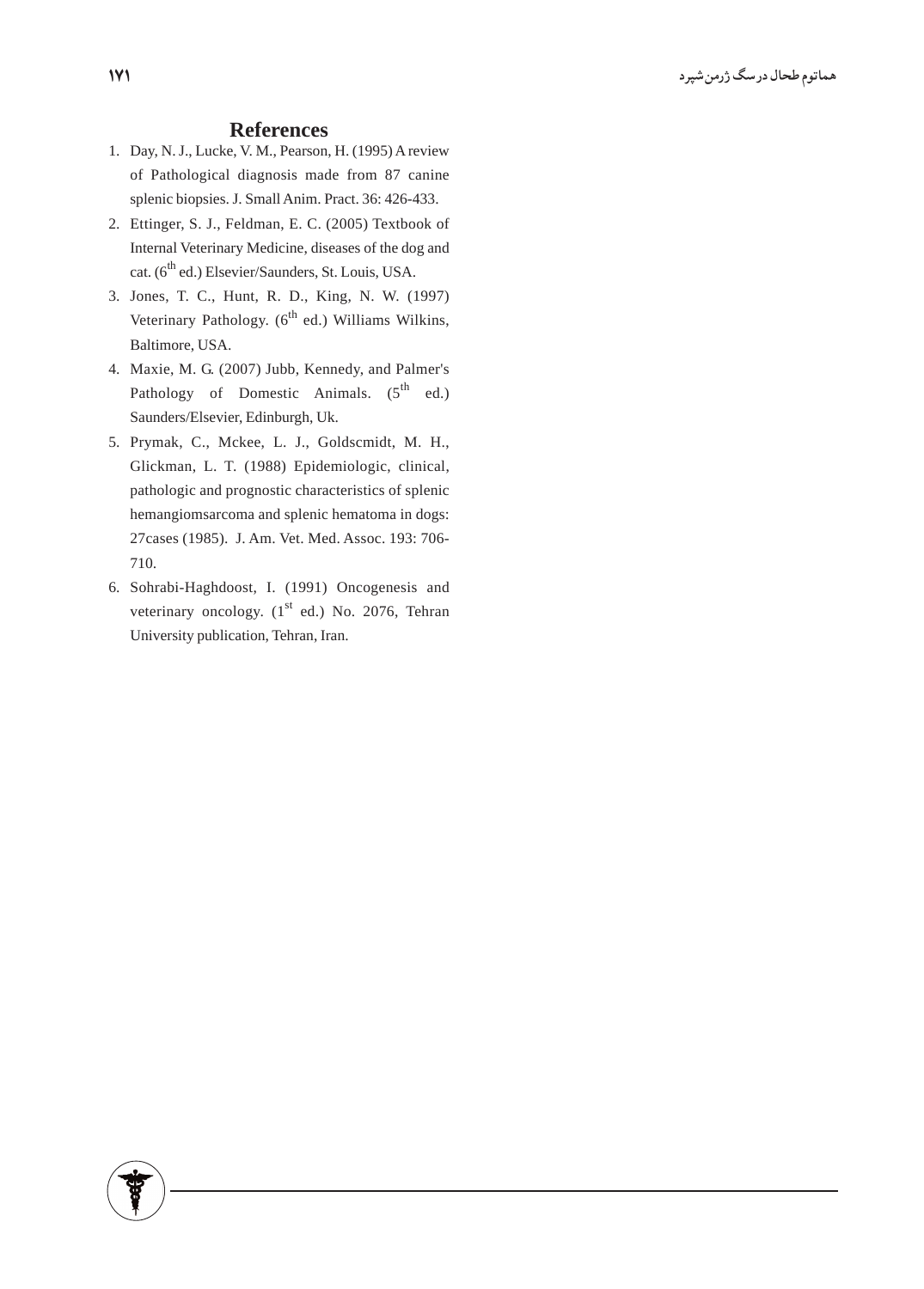## References

1. Day, N. J., Lucke, V. M., Pearson, H. (1995) A review of Pathological diagnosis made from 87 canine splenic biopsies. J. Small Anim. Pract. 36: 426-433.
2. Ettinger, S. J., Feldman, E. C. (2005) Textbook of Internal Veterinary Medicine, diseases of the dog and cat. ($6^{th}$ ed.) Elsevier/Saunders, St. Louis, USA.
3. Jones, T. C., Hunt, R. D., King, N. W. (1997) Veterinary Pathology. ($6^{th}$ ed.) Williams Wilkins, Baltimore, USA.
4. Maxie, M. G. (2007) Jubb, Kennedy, and Palmer's Pathology of Domestic Animals. ($5^{th}$ ed.) Saunders/Elsevier, Edinburgh, Uk.
5. Prymak, C., Mckee, L. J., Goldscmidt, M. H., Glickman, L. T. (1988) Epidemiologic, clinical, pathologic and prognostic characteristics of splenic hemangiomsarcoma and splenic hematoma in dogs: 27cases (1985). J. Am. Vet. Med. Assoc. 193: 706-710.
6. Sohrabi-Haghdoost, I. (1991) Oncogenesis and veterinary oncology. ($1^{st}$ ed.) No. 2076, Tehran University publication, Tehran, Iran.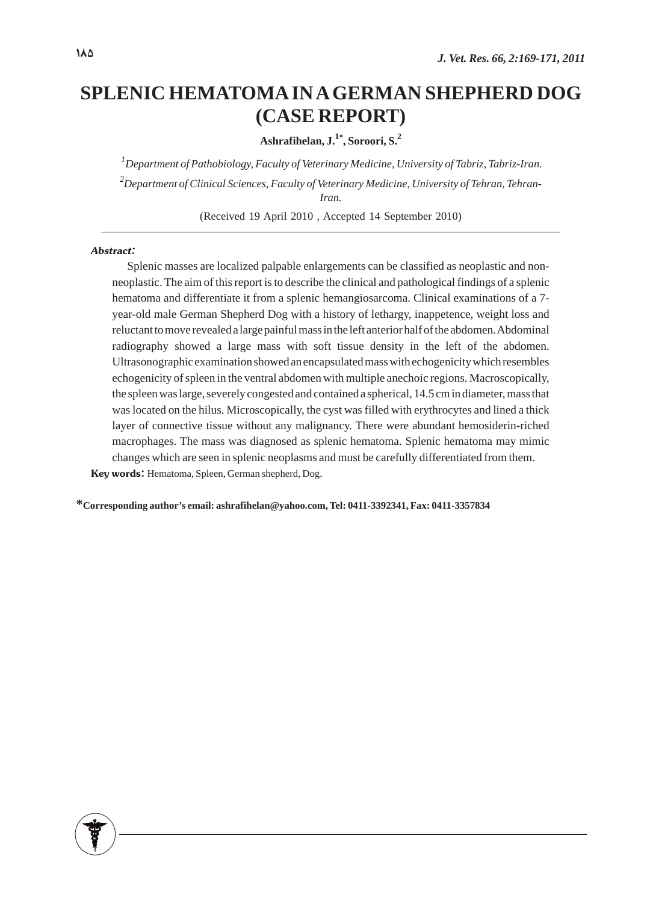# SPLENIC HEMATOMA IN A GERMAN SHEPHERD DOG (CASE REPORT)

**Ashrafihelan, J.[1*], Soroori, S.[2]**

[1] *Department of Pathobiology, Faculty of Veterinary Medicine, University of Tabriz, Tabriz-Iran.*

[2] *Department of Clinical Sciences, Faculty of Veterinary Medicine, University of Tehran, Tehran-Iran.*

(Received 19 April 2010 , Accepted 14 September 2010)

***Abstract:***

Splenic masses are localized palpable enlargements can be classified as neoplastic and non-neoplastic. The aim of this report is to describe the clinical and pathological findings of a splenic hematoma and differentiate it from a splenic hemangiosarcoma. Clinical examinations of a 7-year-old male German Shepherd Dog with a history of lethargy, inappetence, weight loss and reluctant to move revealed a large painful mass in the left anterior half of the abdomen. Abdominal radiography showed a large mass with soft tissue density in the left of the abdomen. Ultrasonographic examination showed an encapsulated mass with echogenicity which resembles echogenicity of spleen in the ventral abdomen with multiple anechoic regions. Macroscopically, the spleen was large, severely congested and contained a spherical, 14.5 cm in diameter, mass that was located on the hilus. Microscopically, the cyst was filled with erythrocytes and lined a thick layer of connective tissue without any malignancy. There were abundant hemosiderin-riched macrophages. The mass was diagnosed as splenic hematoma. Splenic hematoma may mimic changes which are seen in splenic neoplasms and must be carefully differentiated from them.

**Key words:** Hematoma, Spleen, German shepherd, Dog.

***Corresponding author's email: ashrafihelan@yahoo.com, Tel: 0411-3392341, Fax: 0411-3357834**